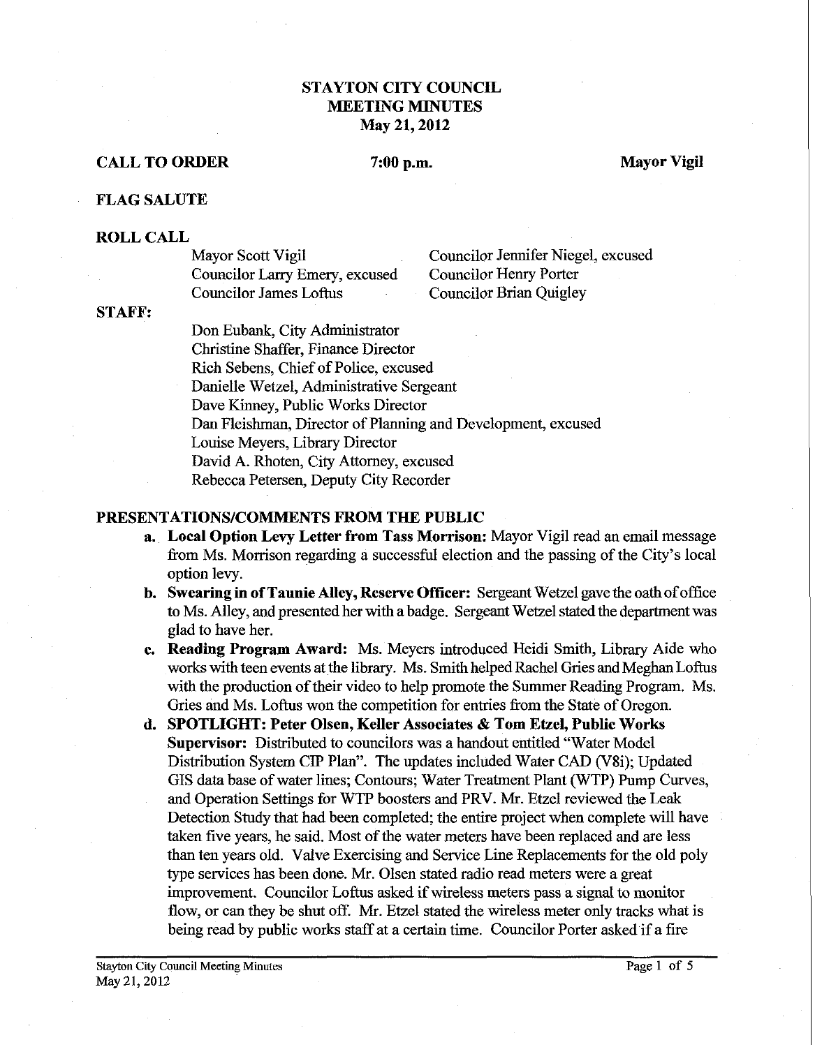# STAYTON CITY COUNCIL
# MEETING MINUTES
## May 21, 2012

**CALL TO ORDER** **7:00 p.m.** **Mayor Vigil**

**FLAG SALUTE**

**ROLL CALL**

Mayor Scott Vigil
Councilor Larry Emery, excused
Councilor James Loftus
Councilor Jennifer Niegel, excused
Councilor Henry Porter
Councilor Brian Quigley

**STAFF:**

Don Eubank, City Administrator
Christine Shaffer, Finance Director
Rich Sebens, Chief of Police, excused
Danielle Wetzel, Administrative Sergeant
Dave Kinney, Public Works Director
Dan Fleishman, Director of Planning and Development, excused
Louise Meyers, Library Director
David A. Rhoten, City Attorney, excused
Rebecca Petersen, Deputy City Recorder

**PRESENTATIONS/COMMENTS FROM THE PUBLIC**

a. **Local Option Levy Letter from Tass Morrison:** Mayor Vigil read an email message from Ms. Morrison regarding a successful election and the passing of the City's local option levy.

b. **Swearing in of Taunie Alley, Reserve Officer:** Sergeant Wetzel gave the oath of office to Ms. Alley, and presented her with a badge. Sergeant Wetzel stated the department was glad to have her.

c. **Reading Program Award:** Ms. Meyers introduced Heidi Smith, Library Aide who works with teen events at the library. Ms. Smith helped Rachel Gries and Meghan Loftus with the production of their video to help promote the Summer Reading Program. Ms. Gries and Ms. Loftus won the competition for entries from the State of Oregon.

d. **SPOTLIGHT: Peter Olsen, Keller Associates & Tom Etzel, Public Works Supervisor:** Distributed to councilors was a handout entitled "Water Model Distribution System CIP Plan". The updates included Water CAD (V8i); Updated GIS data base of water lines; Contours; Water Treatment Plant (WTP) Pump Curves, and Operation Settings for WTP boosters and PRV. Mr. Etzel reviewed the Leak Detection Study that had been completed; the entire project when complete will have taken five years, he said. Most of the water meters have been replaced and are less than ten years old. Valve Exercising and Service Line Replacements for the old poly type services has been done. Mr. Olsen stated radio read meters were a great improvement. Councilor Loftus asked if wireless meters pass a signal to monitor flow, or can they be shut off. Mr. Etzel stated the wireless meter only tracks what is being read by public works staff at a certain time. Councilor Porter asked if a fire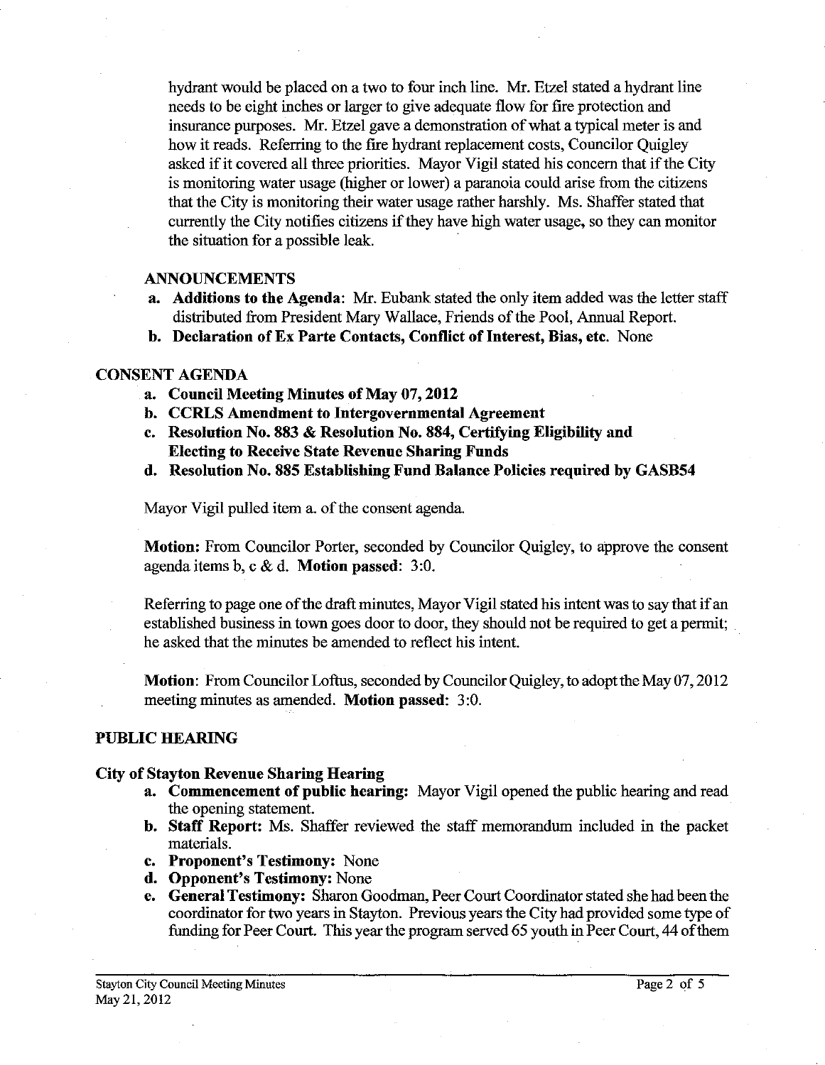hydrant would be placed on a two to four inch line. Mr. Etzel stated a hydrant line needs to be eight inches or larger to give adequate flow for fire protection and insurance purposes. Mr. Etzel gave a demonstration of what a typical meter is and how it reads. Referring to the fire hydrant replacement costs, Councilor Quigley asked if it covered all three priorities. Mayor Vigil stated his concern that if the City is monitoring water usage (higher or lower) a paranoia could arise from the citizens that the City is monitoring their water usage rather harshly. Ms. Shaffer stated that currently the City notifies citizens if they have high water usage, so they can monitor the situation for a possible leak.

**ANNOUNCEMENTS**

a. **Additions to the Agenda**: Mr. Eubank stated the only item added was the letter staff distributed from President Mary Wallace, Friends of the Pool, Annual Report.
b. **Declaration of Ex Parte Contacts, Conflict of Interest, Bias, etc.** None

## CONSENT AGENDA

a. **Council Meeting Minutes of May 07, 2012**
b. **CCRLS Amendment to Intergovernmental Agreement**
c. **Resolution No. 883 & Resolution No. 884, Certifying Eligibility and Electing to Receive State Revenue Sharing Funds**
d. **Resolution No. 885 Establishing Fund Balance Policies required by GASB54**

Mayor Vigil pulled item a. of the consent agenda.

**Motion:** From Councilor Porter, seconded by Councilor Quigley, to approve the consent agenda items b, c & d. **Motion passed:** 3:0.

Referring to page one of the draft minutes, Mayor Vigil stated his intent was to say that if an established business in town goes door to door, they should not be required to get a permit; he asked that the minutes be amended to reflect his intent.

**Motion**: From Councilor Loftus, seconded by Councilor Quigley, to adopt the May 07, 2012 meeting minutes as amended. **Motion passed:** 3:0.

## PUBLIC HEARING

### City of Stayton Revenue Sharing Hearing

a. **Commencement of public hearing:** Mayor Vigil opened the public hearing and read the opening statement.
b. **Staff Report:** Ms. Shaffer reviewed the staff memorandum included in the packet materials.
c. **Proponent's Testimony:** None
d. **Opponent's Testimony:** None
e. **General Testimony:** Sharon Goodman, Peer Court Coordinator stated she had been the coordinator for two years in Stayton. Previous years the City had provided some type of funding for Peer Court. This year the program served 65 youth in Peer Court, 44 of them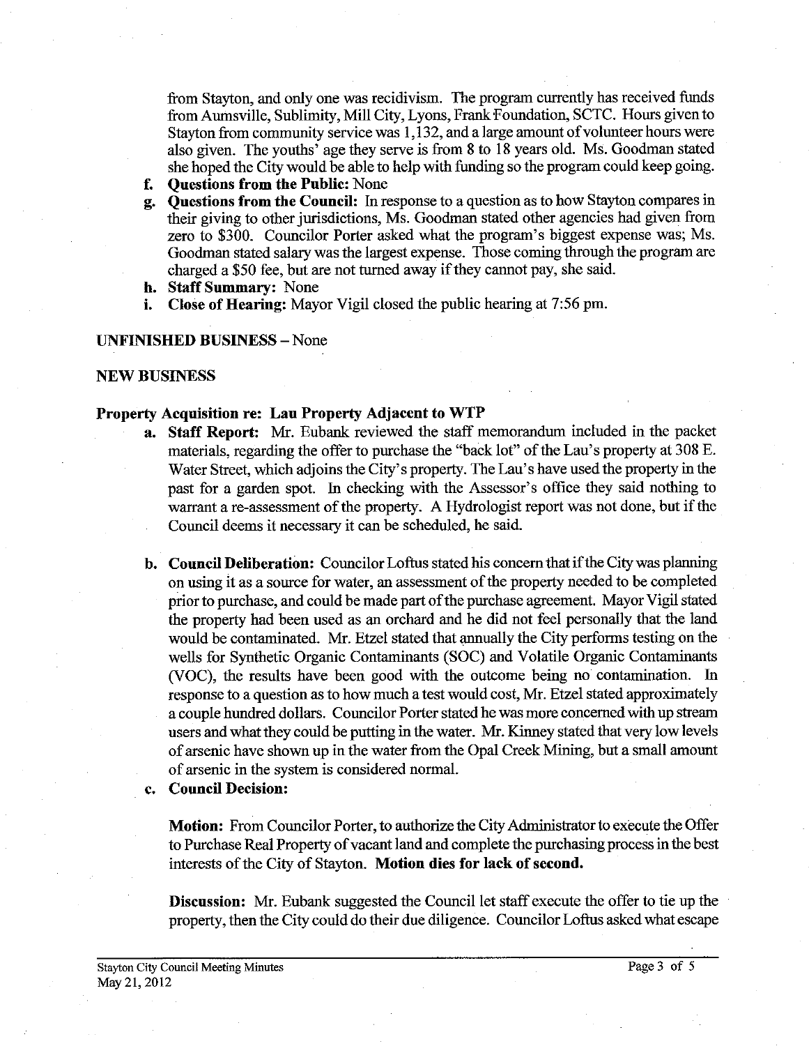from Stayton, and only one was recidivism. The program currently has received funds from Aumsville, Sublimity, Mill City, Lyons, Frank Foundation, SCTC. Hours given to Stayton from community service was 1,132, and a large amount of volunteer hours were also given. The youths' age they serve is from 8 to 18 years old. Ms. Goodman stated she hoped the City would be able to help with funding so the program could keep going.

f. **Questions from the Public:** None
g. **Questions from the Council:** In response to a question as to how Stayton compares in their giving to other jurisdictions, Ms. Goodman stated other agencies had given from zero to $300. Councilor Porter asked what the program's biggest expense was; Ms. Goodman stated salary was the largest expense. Those coming through the program are charged a $50 fee, but are not turned away if they cannot pay, she said.
h. **Staff Summary:** None
i. **Close of Hearing:** Mayor Vigil closed the public hearing at 7:56 pm.

**UNFINISHED BUSINESS** – None

**NEW BUSINESS**

**Property Acquisition re: Lau Property Adjacent to WTP**

a. **Staff Report:** Mr. Eubank reviewed the staff memorandum included in the packet materials, regarding the offer to purchase the "back lot" of the Lau's property at 308 E. Water Street, which adjoins the City's property. The Lau's have used the property in the past for a garden spot. In checking with the Assessor's office they said nothing to warrant a re-assessment of the property. A Hydrologist report was not done, but if the Council deems it necessary it can be scheduled, he said.

b. **Council Deliberation:** Councilor Loftus stated his concern that if the City was planning on using it as a source for water, an assessment of the property needed to be completed prior to purchase, and could be made part of the purchase agreement. Mayor Vigil stated the property had been used as an orchard and he did not feel personally that the land would be contaminated. Mr. Etzel stated that annually the City performs testing on the wells for Synthetic Organic Contaminants (SOC) and Volatile Organic Contaminants (VOC), the results have been good with the outcome being no contamination. In response to a question as to how much a test would cost, Mr. Etzel stated approximately a couple hundred dollars. Councilor Porter stated he was more concerned with up stream users and what they could be putting in the water. Mr. Kinney stated that very low levels of arsenic have shown up in the water from the Opal Creek Mining, but a small amount of arsenic in the system is considered normal.

c. **Council Decision:**

**Motion:** From Councilor Porter, to authorize the City Administrator to execute the Offer to Purchase Real Property of vacant land and complete the purchasing process in the best interests of the City of Stayton. **Motion dies for lack of second.**

**Discussion:** Mr. Eubank suggested the Council let staff execute the offer to tie up the property, then the City could do their due diligence. Councilor Loftus asked what escape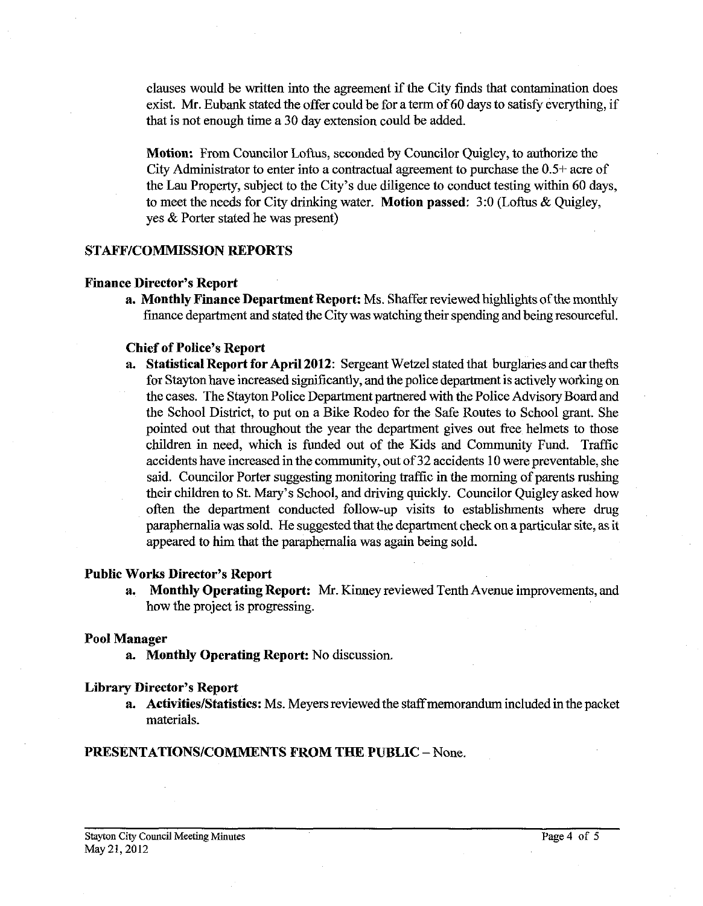clauses would be written into the agreement if the City finds that contamination does exist. Mr. Eubank stated the offer could be for a term of 60 days to satisfy everything, if that is not enough time a 30 day extension could be added.

**Motion:** From Councilor Loftus, seconded by Councilor Quigley, to authorize the City Administrator to enter into a contractual agreement to purchase the 0.5+ acre of the Lau Property, subject to the City's due diligence to conduct testing within 60 days, to meet the needs for City drinking water. **Motion passed**: 3:0 (Loftus & Quigley, yes & Porter stated he was present)

## STAFF/COMMISSION REPORTS

### Finance Director's Report

a. **Monthly Finance Department Report:** Ms. Shaffer reviewed highlights of the monthly finance department and stated the City was watching their spending and being resourceful.

### Chief of Police's Report

a. **Statistical Report for April 2012**: Sergeant Wetzel stated that burglaries and car thefts for Stayton have increased significantly, and the police department is actively working on the cases. The Stayton Police Department partnered with the Police Advisory Board and the School District, to put on a Bike Rodeo for the Safe Routes to School grant. She pointed out that throughout the year the department gives out free helmets to those children in need, which is funded out of the Kids and Community Fund. Traffic accidents have increased in the community, out of 32 accidents 10 were preventable, she said. Councilor Porter suggesting monitoring traffic in the morning of parents rushing their children to St. Mary's School, and driving quickly. Councilor Quigley asked how often the department conducted follow-up visits to establishments where drug paraphernalia was sold. He suggested that the department check on a particular site, as it appeared to him that the paraphernalia was again being sold.

### Public Works Director's Report

a. **Monthly Operating Report:** Mr. Kinney reviewed Tenth Avenue improvements, and how the project is progressing.

### Pool Manager

a. **Monthly Operating Report:** No discussion.

### Library Director's Report

a. **Activities/Statistics:** Ms. Meyers reviewed the staff memorandum included in the packet materials.

## PRESENTATIONS/COMMENTS FROM THE PUBLIC – None.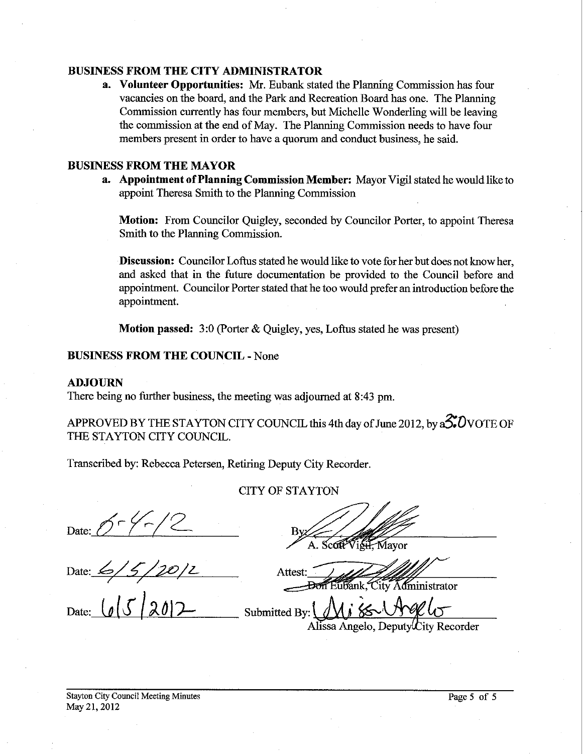## BUSINESS FROM THE CITY ADMINISTRATOR

**a. Volunteer Opportunities:** Mr. Eubank stated the Planning Commission has four vacancies on the board, and the Park and Recreation Board has one. The Planning Commission currently has four members, but Michelle Wonderling will be leaving the commission at the end of May. The Planning Commission needs to have four members present in order to have a quorum and conduct business, he said.

## BUSINESS FROM THE MAYOR

**a. Appointment of Planning Commission Member:** Mayor Vigil stated he would like to appoint Theresa Smith to the Planning Commission

**Motion:** From Councilor Quigley, seconded by Councilor Porter, to appoint Theresa Smith to the Planning Commission.

**Discussion:** Councilor Loftus stated he would like to vote for her but does not know her, and asked that in the future documentation be provided to the Council before and appointment. Councilor Porter stated that he too would prefer an introduction before the appointment.

**Motion passed:** 3:0 (Porter & Quigley, yes, Loftus stated he was present)

## BUSINESS FROM THE COUNCIL - None

## ADJOURN

There being no further business, the meeting was adjourned at 8:43 pm.

APPROVED BY THE STAYTON CITY COUNCIL this 4th day of June 2012, by a 3:0 VOTE OF THE STAYTON CITY COUNCIL.

Transcribed by: Rebecca Petersen, Retiring Deputy City Recorder.

CITY OF STAYTON

Date: 6-4-12 By: A. Scott Vigil, Mayor

Date: 6/5/2012 Attest: Don Eubank, City Administrator

Date: 6/5/2012 Submitted By: Alissa Angelo, Deputy City Recorder

Stayton City Council Meeting Minutes
May 21, 2012